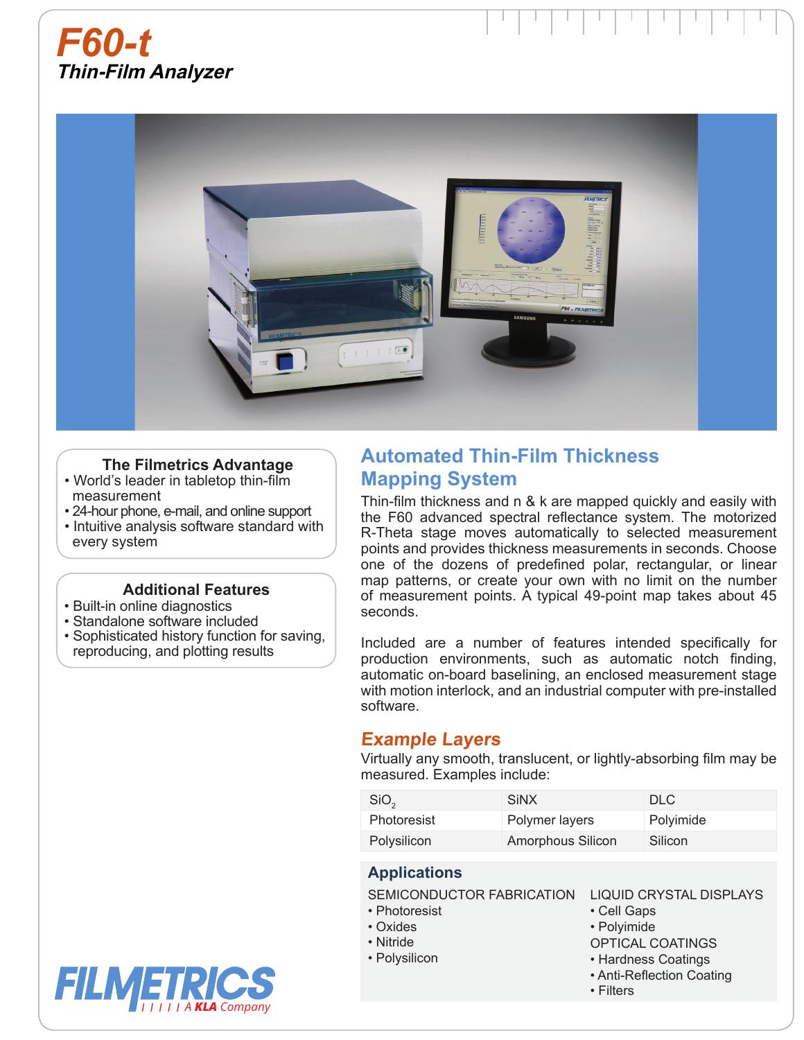# F60-t

## Thin-Film Analyzer

### The Filmetrics Advantage

- World's leader in tabletop thin-film measurement
- 24-hour phone, e-mail, and online support
- Intuitive analysis software standard with every system

### Additional Features

- Built-in online diagnostics
- Standalone software included
- Sophisticated history function for saving, reproducing, and plotting results

## Automated Thin-Film Thickness Mapping System

Thin-film thickness and n & k are mapped quickly and easily with the F60 advanced spectral reflectance system. The motorized R-Theta stage moves automatically to selected measurement points and provides thickness measurements in seconds. Choose one of the dozens of predefined polar, rectangular, or linear map patterns, or create your own with no limit on the number of measurement points. A typical 49-point map takes about 45 seconds.

Included are a number of features intended specifically for production environments, such as automatic notch finding, automatic on-board baselining, an enclosed measurement stage with motion interlock, and an industrial computer with pre-installed software.

## *Example Layers*

Virtually any smooth, translucent, or lightly-absorbing film may be measured. Examples include:

| $SiO_2$ | SiNX | DLC |
|---|---|---|
| Photoresist | Polymer layers | Polyimide |
| Polysilicon | Amorphous Silicon | Silicon |

## Applications

SEMICONDUCTOR FABRICATION

- Photoresist
- Oxides
- Nitride
- Polysilicon

LIQUID CRYSTAL DISPLAYS

- Cell Gaps
- Polyimide

OPTICAL COATINGS

- Hardness Coatings
- Anti-Reflection Coating
- Filters

FILMETRICS A KLA Company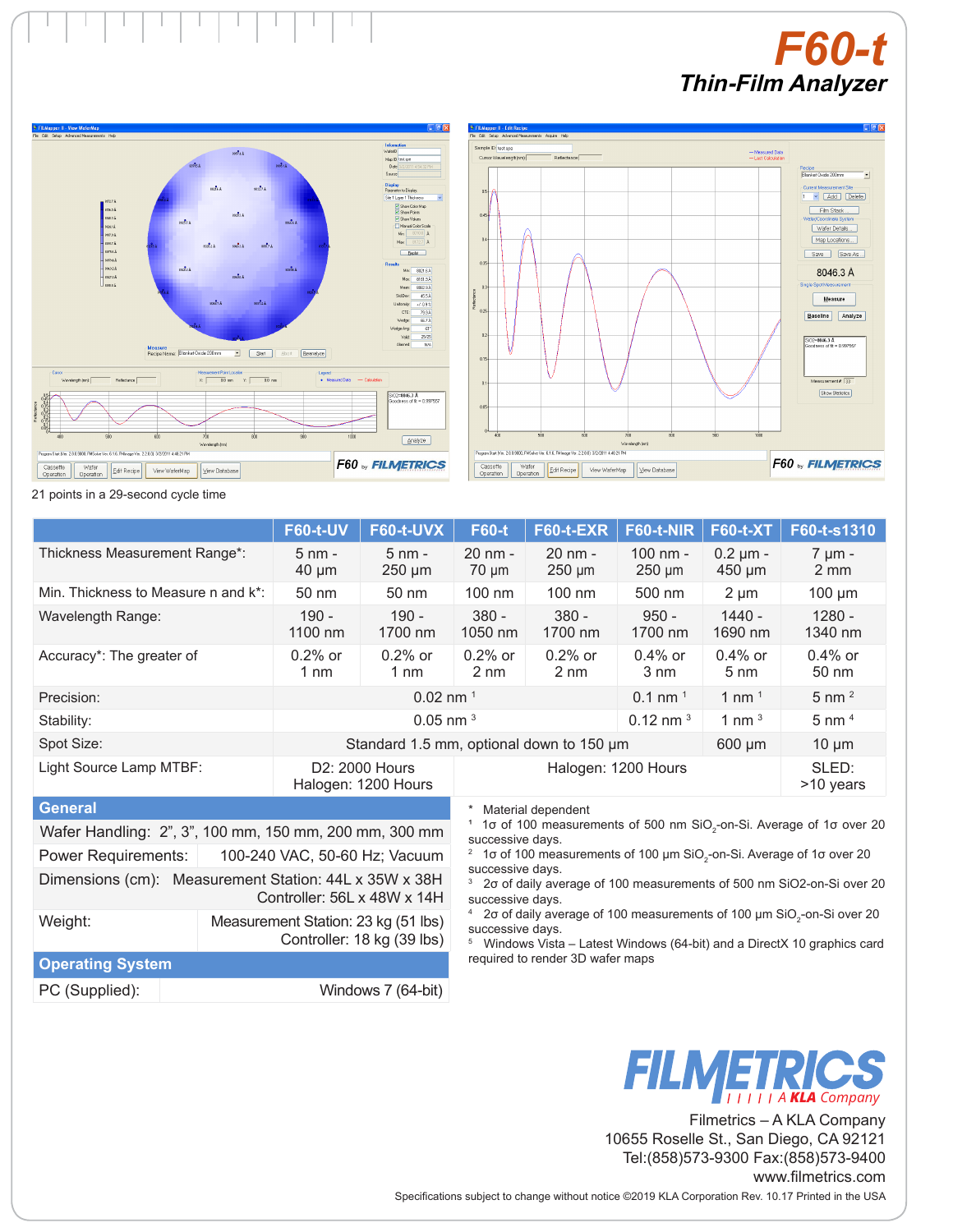# F60-t

## Thin-Film Analyzer

21 points in a 29-second cycle time

| | F60-t-UV | F60-t-UVX | F60-t | F60-t-EXR | F60-t-NIR | F60-t-XT | F60-t-s1310 |
|---|---|---|---|---|---|---|---|
| Thickness Measurement Range*: | 5 nm - 40 µm | 5 nm - 250 µm | 20 nm - 70 µm | 20 nm - 250 µm | 100 nm - 250 µm | 0.2 µm - 450 µm | 7 µm - 2 mm |
| Min. Thickness to Measure n and k*: | 50 nm | 50 nm | 100 nm | 100 nm | 500 nm | 2 µm | 100 µm |
| Wavelength Range: | 190 - 1100 nm | 190 - 1700 nm | 380 - 1050 nm | 380 - 1700 nm | 950 - 1700 nm | 1440 - 1690 nm | 1280 - 1340 nm |
| Accuracy*: The greater of | 0.2% or 1 nm | 0.2% or 1 nm | 0.2% or 2 nm | 0.2% or 2 nm | 0.4% or 3 nm | 0.4% or 5 nm | 0.4% or 50 nm |
| Precision: | 0.02 nm [1] | | | | 0.1 nm [1] | 1 nm [1] | 5 nm [2] |
| Stability: | 0.05 nm [3] | | | | 0.12 nm [3] | 1 nm [3] | 5 nm [4] |
| Spot Size: | Standard 1.5 mm, optional down to 150 µm | | | | | 600 µm | 10 µm |
| Light Source Lamp MTBF: | D2: 2000 Hours Halogen: 1200 Hours | | Halogen: 1200 Hours | | | | SLED: >10 years |

### General

| | |
|---|---|
| Wafer Handling: | 2", 3", 100 mm, 150 mm, 200 mm, 300 mm |
| Power Requirements: | 100-240 VAC, 50-60 Hz; Vacuum |
| Dimensions (cm): | Measurement Station: 44L x 35W x 38H<br>Controller: 56L x 48W x 14H |
| Weight: | Measurement Station: 23 kg (51 lbs)<br>Controller: 18 kg (39 lbs) |

### Operating System

| | |
|---|---|
| PC (Supplied): | Windows 7 (64-bit) |

\* Material dependent

[1] 1σ of 100 measurements of 500 nm $SiO_2$-on-Si. Average of 1σ over 20 successive days.

[2] 1σ of 100 measurements of 100 µm $SiO_2$-on-Si. Average of 1σ over 20 successive days.

[3] 2σ of daily average of 100 measurements of 500 nm SiO2-on-Si over 20 successive days.

[4] 2σ of daily average of 100 measurements of 100 µm $SiO_2$-on-Si over 20 successive days.

[5] Windows Vista – Latest Windows (64-bit) and a DirectX 10 graphics card required to render 3D wafer maps

FILMETRICS A KLA Company

Filmetrics – A KLA Company
10655 Roselle St., San Diego, CA 92121
Tel:(858)573-9300 Fax:(858)573-9400
www.filmetrics.com

Specifications subject to change without notice ©2019 KLA Corporation Rev. 10.17 Printed in the USA